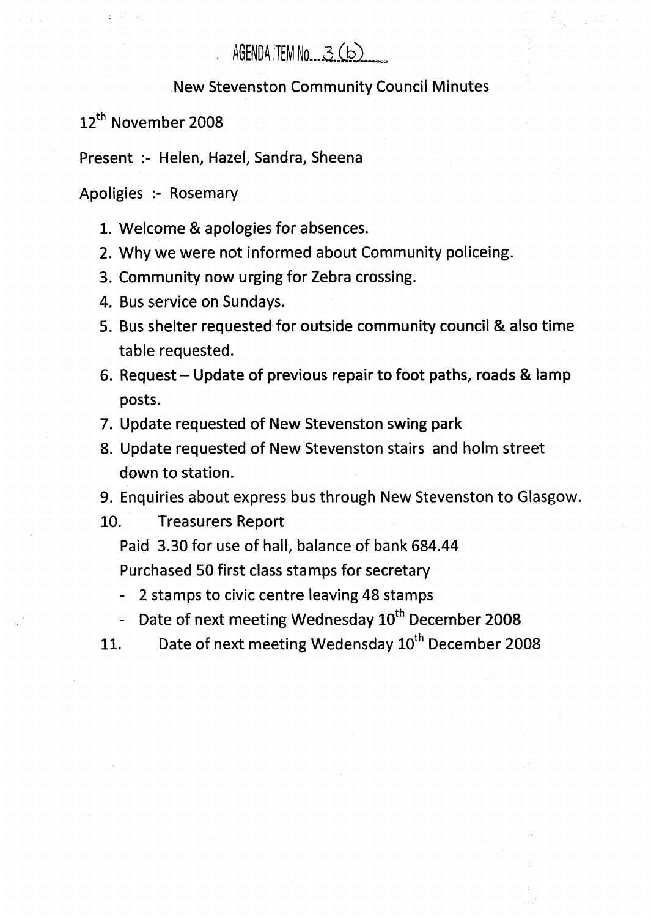AGENDA ITEM No...3 (b)

## New Stevenston Community Council Minutes

12th November 2008

Present :- Helen, Hazel, Sandra, Sheena

Apoligies :- Rosemary

1. Welcome & apologies for absences.
2. Why we were not informed about Community policeing.
3. Community now urging for Zebra crossing.
4. Bus service on Sundays.
5. Bus shelter requested for outside community council & also time table requested.
6. Request – Update of previous repair to foot paths, roads & lamp posts.
7. Update requested of New Stevenston swing park
8. Update requested of New Stevenston stairs and holm street down to station.
9. Enquiries about express bus through New Stevenston to Glasgow.
10. Treasurers Report

    Paid 3.30 for use of hall, balance of bank 684.44

    Purchased 50 first class stamps for secretary

    - 2 stamps to civic centre leaving 48 stamps
    - Date of next meeting Wednesday 10th December 2008
11. Date of next meeting Wedensday 10th December 2008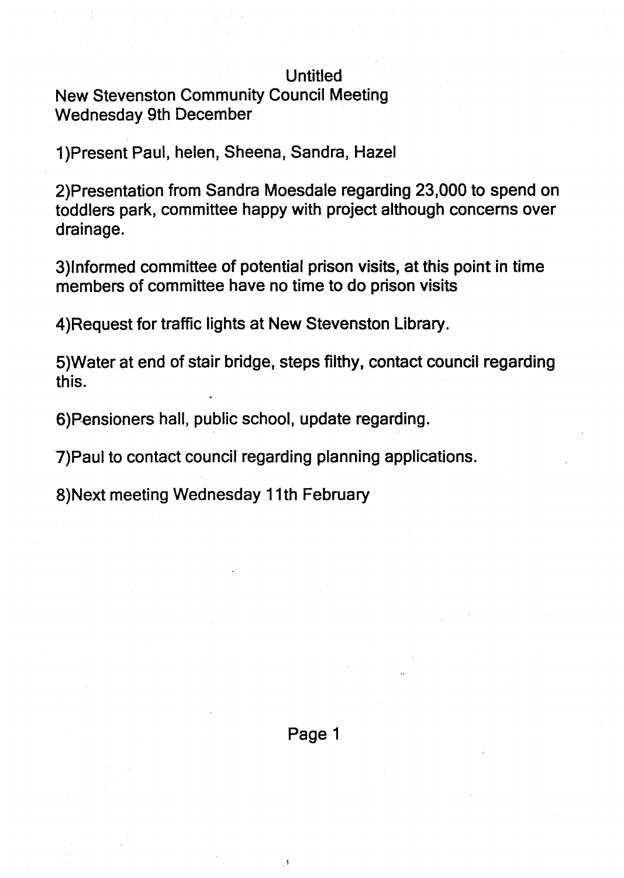Untitled

New Stevenston Community Council Meeting
Wednesday 9th December

1)Present Paul, helen, Sheena, Sandra, Hazel

2)Presentation from Sandra Moesdale regarding 23,000 to spend on toddlers park, committee happy with project although concerns over drainage.

3)Informed committee of potential prison visits, at this point in time members of committee have no time to do prison visits

4)Request for traffic lights at New Stevenston Library.

5)Water at end of stair bridge, steps filthy, contact council regarding this.

6)Pensioners hall, public school, update regarding.

7)Paul to contact council regarding planning applications.

8)Next meeting Wednesday 11th February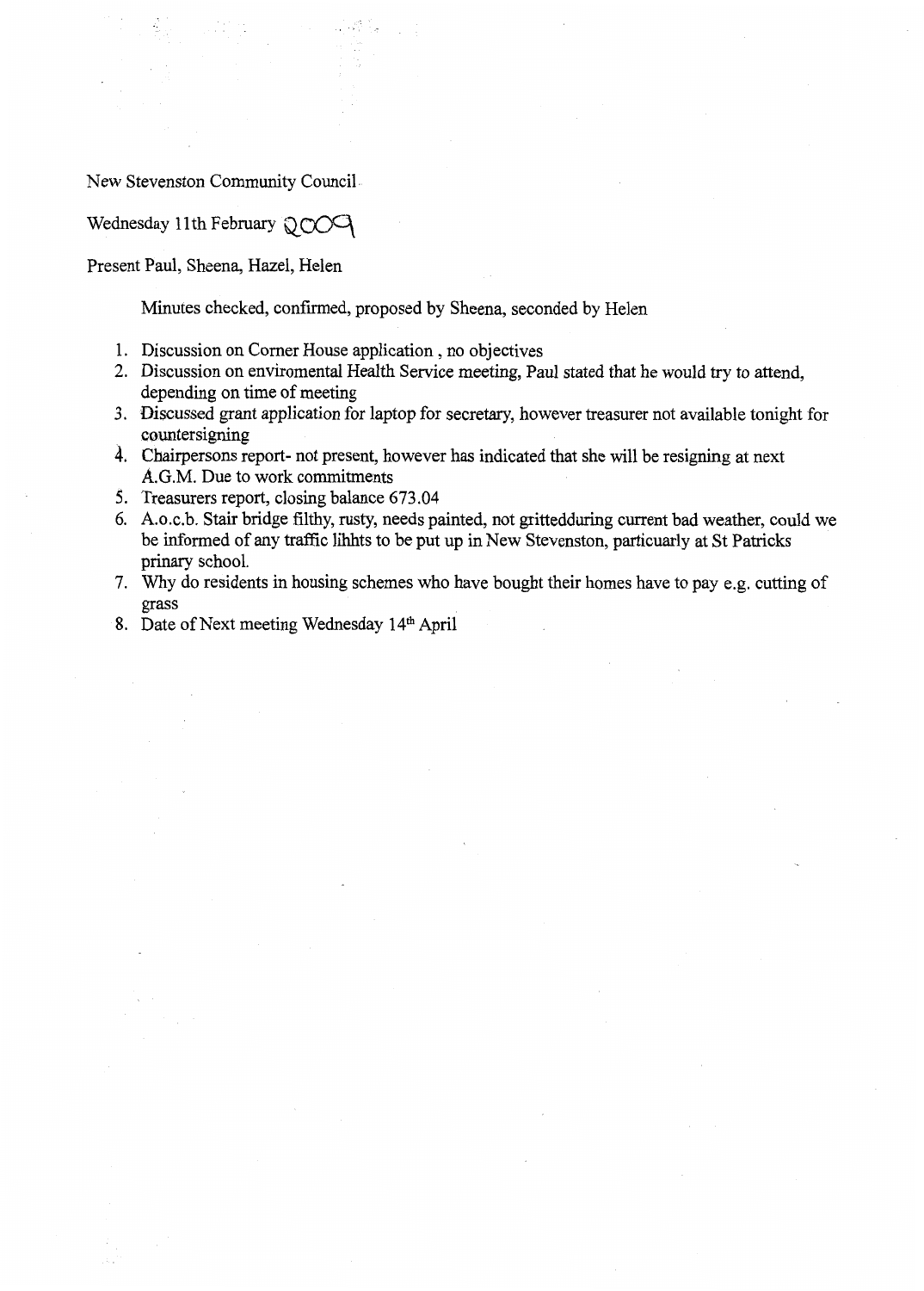New Stevenston Community Council

Wednesday 11th February 2009

Present Paul, Sheena, Hazel, Helen

Minutes checked, confirmed, proposed by Sheena, seconded by Helen

1. Discussion on Corner House application , no objectives
2. Discussion on enviromental Health Service meeting, Paul stated that he would try to attend, depending on time of meeting
3. Discussed grant application for laptop for secretary, however treasurer not available tonight for countersigning
4. Chairpersons report- not present, however has indicated that she will be resigning at next A.G.M. Due to work commitments
5. Treasurers report, closing balance 673.04
6. A.o.c.b. Stair bridge filthy, rusty, needs painted, not grittedduring current bad weather, could we be informed of any traffic lihhts to be put up in New Stevenston, particuarly at St Patricks primary school.
7. Why do residents in housing schemes who have bought their homes have to pay e.g. cutting of grass
8. Date of Next meeting Wednesday 14th April